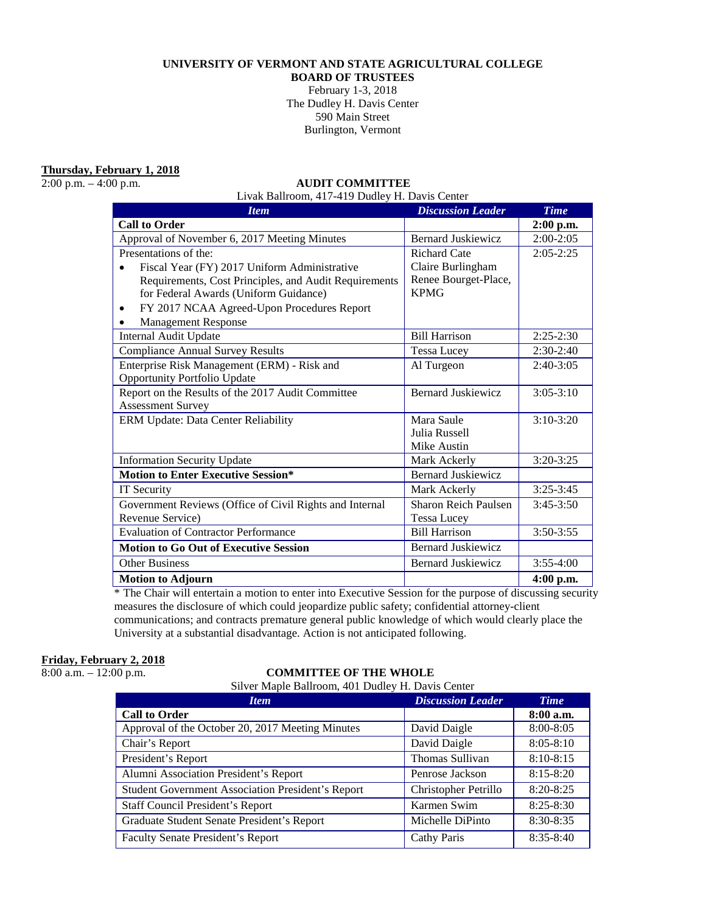**UNIVERSITY OF VERMONT AND STATE AGRICULTURAL COLLEGE**
**BOARD OF TRUSTEES**
February 1-3, 2018
The Dudley H. Davis Center
590 Main Street
Burlington, Vermont

**Thursday, February 1, 2018**
2:00 p.m. – 4:00 p.m.

**AUDIT COMMITTEE**
Livak Ballroom, 417-419 Dudley H. Davis Center

| *Item* | *Discussion Leader* | *Time* |
|---|---|---|
| **Call to Order** | | **2:00 p.m.** |
| Approval of November 6, 2017 Meeting Minutes | Bernard Juskiewicz | 2:00-2:05 |
| Presentations of the:<br>• Fiscal Year (FY) 2017 Uniform Administrative Requirements, Cost Principles, and Audit Requirements for Federal Awards (Uniform Guidance)<br>• FY 2017 NCAA Agreed-Upon Procedures Report<br>• Management Response | Richard Cate<br>Claire Burlingham<br>Renee Bourget-Place, KPMG | 2:05-2:25 |
| Internal Audit Update | Bill Harrison | 2:25-2:30 |
| Compliance Annual Survey Results | Tessa Lucey | 2:30-2:40 |
| Enterprise Risk Management (ERM) - Risk and Opportunity Portfolio Update | Al Turgeon | 2:40-3:05 |
| Report on the Results of the 2017 Audit Committee Assessment Survey | Bernard Juskiewicz | 3:05-3:10 |
| ERM Update: Data Center Reliability | Mara Saule<br>Julia Russell<br>Mike Austin | 3:10-3:20 |
| Information Security Update | Mark Ackerly | 3:20-3:25 |
| **Motion to Enter Executive Session*** | Bernard Juskiewicz | |
| IT Security | Mark Ackerly | 3:25-3:45 |
| Government Reviews (Office of Civil Rights and Internal Revenue Service) | Sharon Reich Paulsen<br>Tessa Lucey | 3:45-3:50 |
| Evaluation of Contractor Performance | Bill Harrison | 3:50-3:55 |
| **Motion to Go Out of Executive Session** | Bernard Juskiewicz | |
| Other Business | Bernard Juskiewicz | 3:55-4:00 |
| **Motion to Adjourn** | | **4:00 p.m.** |

* The Chair will entertain a motion to enter into Executive Session for the purpose of discussing security measures the disclosure of which could jeopardize public safety; confidential attorney-client communications; and contracts premature general public knowledge of which would clearly place the University at a substantial disadvantage. Action is not anticipated following.

**Friday, February 2, 2018**
8:00 a.m. – 12:00 p.m.

**COMMITTEE OF THE WHOLE**
Silver Maple Ballroom, 401 Dudley H. Davis Center

| *Item* | *Discussion Leader* | *Time* |
|---|---|---|
| **Call to Order** | | **8:00 a.m.** |
| Approval of the October 20, 2017 Meeting Minutes | David Daigle | 8:00-8:05 |
| Chair's Report | David Daigle | 8:05-8:10 |
| President's Report | Thomas Sullivan | 8:10-8:15 |
| Alumni Association President's Report | Penrose Jackson | 8:15-8:20 |
| Student Government Association President's Report | Christopher Petrillo | 8:20-8:25 |
| Staff Council President's Report | Karmen Swim | 8:25-8:30 |
| Graduate Student Senate President's Report | Michelle DiPinto | 8:30-8:35 |
| Faculty Senate President's Report | Cathy Paris | 8:35-8:40 |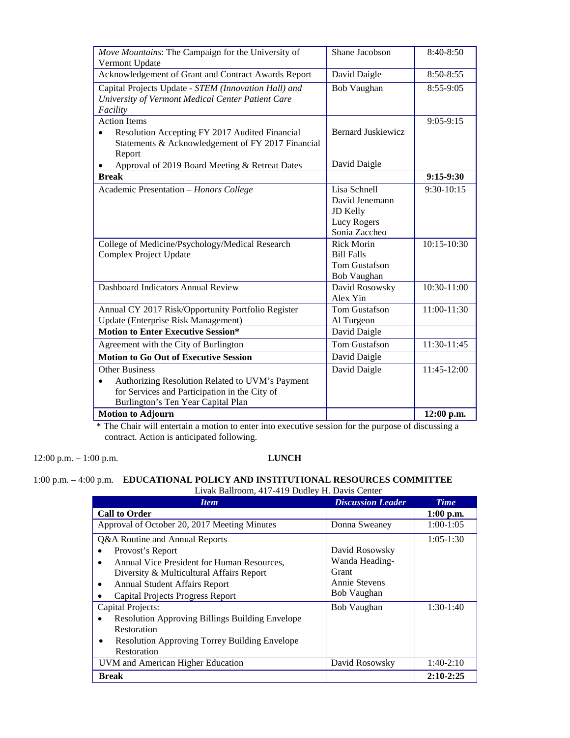| | | |
|---|---|---|
| *Move Mountains*: The Campaign for the University of Vermont Update | Shane Jacobson | 8:40-8:50 |
| Acknowledgement of Grant and Contract Awards Report | David Daigle | 8:50-8:55 |
| Capital Projects Update - *STEM (Innovation Hall) and University of Vermont Medical Center Patient Care Facility* | Bob Vaughan | 8:55-9:05 |
| Action Items<br>• Resolution Accepting FY 2017 Audited Financial Statements & Acknowledgement of FY 2017 Financial Report<br>• Approval of 2019 Board Meeting & Retreat Dates | Bernard Juskiewicz<br><br>David Daigle | 9:05-9:15 |
| **Break** | | **9:15-9:30** |
| Academic Presentation – *Honors College* | Lisa Schnell<br>David Jenemann<br>JD Kelly<br>Lucy Rogers<br>Sonia Zaccheo | 9:30-10:15 |
| College of Medicine/Psychology/Medical Research Complex Project Update | Rick Morin<br>Bill Falls<br>Tom Gustafson<br>Bob Vaughan | 10:15-10:30 |
| Dashboard Indicators Annual Review | David Rosowsky<br>Alex Yin | 10:30-11:00 |
| Annual CY 2017 Risk/Opportunity Portfolio Register Update (Enterprise Risk Management) | Tom Gustafson<br>Al Turgeon | 11:00-11:30 |
| **Motion to Enter Executive Session*** | David Daigle | |
| Agreement with the City of Burlington | Tom Gustafson | 11:30-11:45 |
| **Motion to Go Out of Executive Session** | David Daigle | |
| Other Business<br>• Authorizing Resolution Related to UVM's Payment for Services and Participation in the City of Burlington's Ten Year Capital Plan | David Daigle | 11:45-12:00 |
| **Motion to Adjourn** | | **12:00 p.m.** |

* The Chair will entertain a motion to enter into executive session for the purpose of discussing a contract. Action is anticipated following.

12:00 p.m. – 1:00 p.m. **LUNCH**

1:00 p.m. – 4:00 p.m. **EDUCATIONAL POLICY AND INSTITUTIONAL RESOURCES COMMITTEE**
Livak Ballroom, 417-419 Dudley H. Davis Center

| *Item* | *Discussion Leader* | *Time* |
|---|---|---|
| **Call to Order** | | **1:00 p.m.** |
| Approval of October 20, 2017 Meeting Minutes | Donna Sweaney | 1:00-1:05 |
| Q&A Routine and Annual Reports<br>• Provost's Report<br>• Annual Vice President for Human Resources, Diversity & Multicultural Affairs Report<br>• Annual Student Affairs Report<br>• Capital Projects Progress Report | <br>David Rosowsky<br>Wanda Heading-Grant<br>Annie Stevens<br>Bob Vaughan | 1:05-1:30 |
| Capital Projects:<br>• Resolution Approving Billings Building Envelope Restoration<br>• Resolution Approving Torrey Building Envelope Restoration | Bob Vaughan | 1:30-1:40 |
| UVM and American Higher Education | David Rosowsky | 1:40-2:10 |
| **Break** | | **2:10-2:25** |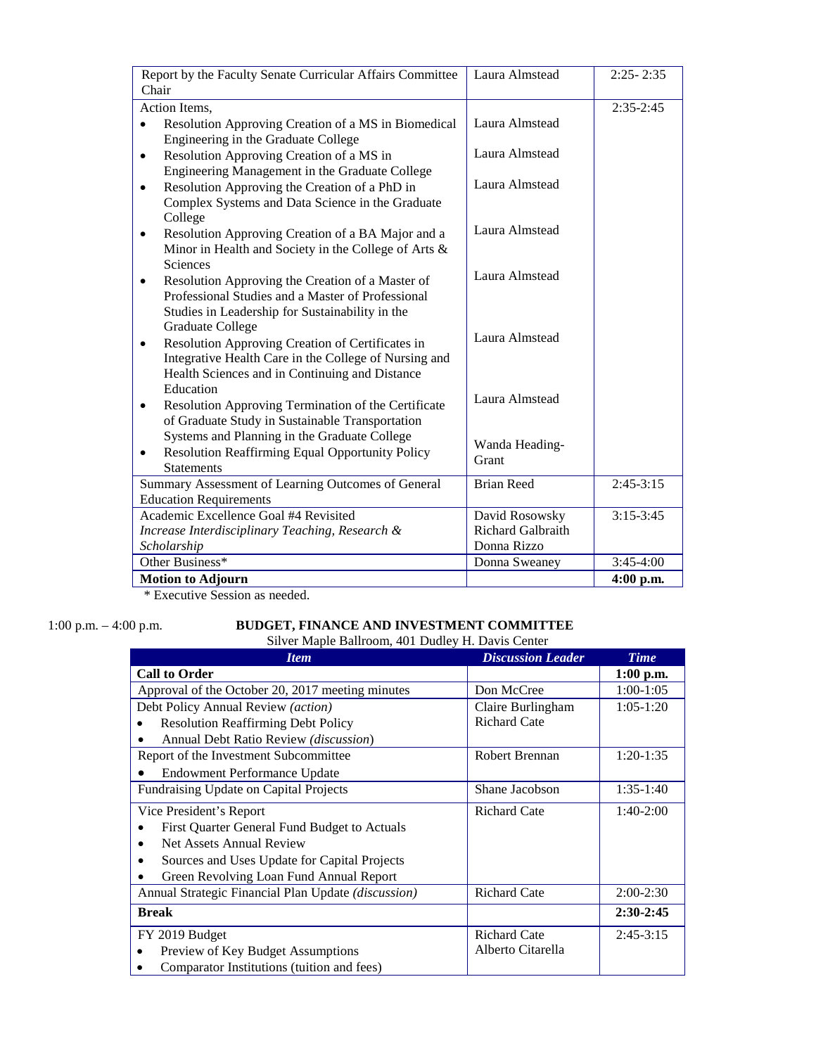| | | |
|---|---|---|
| Report by the Faculty Senate Curricular Affairs Committee Chair | Laura Almstead | 2:25- 2:35 |
| Action Items,<br>• Resolution Approving Creation of a MS in Biomedical Engineering in the Graduate College<br>• Resolution Approving Creation of a MS in Engineering Management in the Graduate College<br>• Resolution Approving the Creation of a PhD in Complex Systems and Data Science in the Graduate College<br>• Resolution Approving Creation of a BA Major and a Minor in Health and Society in the College of Arts & Sciences<br>• Resolution Approving the Creation of a Master of Professional Studies and a Master of Professional Studies in Leadership for Sustainability in the Graduate College<br>• Resolution Approving Creation of Certificates in Integrative Health Care in the College of Nursing and Health Sciences and in Continuing and Distance Education<br>• Resolution Approving Termination of the Certificate of Graduate Study in Sustainable Transportation Systems and Planning in the Graduate College<br>• Resolution Reaffirming Equal Opportunity Policy Statements | <br>Laura Almstead<br>Laura Almstead<br>Laura Almstead<br>Laura Almstead<br>Laura Almstead<br>Laura Almstead<br>Laura Almstead<br>Wanda Heading-Grant | 2:35-2:45 |
| Summary Assessment of Learning Outcomes of General Education Requirements | Brian Reed | 2:45-3:15 |
| Academic Excellence Goal #4 Revisited<br>*Increase Interdisciplinary Teaching, Research & Scholarship* | David Rosowsky<br>Richard Galbraith<br>Donna Rizzo | 3:15-3:45 |
| Other Business* | Donna Sweaney | 3:45-4:00 |
| **Motion to Adjourn** | | **4:00 p.m.** |

\* Executive Session as needed.

1:00 p.m. – 4:00 p.m. **BUDGET, FINANCE AND INVESTMENT COMMITTEE**

Silver Maple Ballroom, 401 Dudley H. Davis Center

| *Item* | *Discussion Leader* | *Time* |
|---|---|---|
| **Call to Order** | | **1:00 p.m.** |
| Approval of the October 20, 2017 meeting minutes | Don McCree | 1:00-1:05 |
| Debt Policy Annual Review *(action)*<br>• Resolution Reaffirming Debt Policy<br>• Annual Debt Ratio Review *(discussion)* | Claire Burlingham<br>Richard Cate | 1:05-1:20 |
| Report of the Investment Subcommittee<br>• Endowment Performance Update | Robert Brennan | 1:20-1:35 |
| Fundraising Update on Capital Projects | Shane Jacobson | 1:35-1:40 |
| Vice President's Report<br>• First Quarter General Fund Budget to Actuals<br>• Net Assets Annual Review<br>• Sources and Uses Update for Capital Projects<br>• Green Revolving Loan Fund Annual Report | Richard Cate | 1:40-2:00 |
| Annual Strategic Financial Plan Update *(discussion)* | Richard Cate | 2:00-2:30 |
| **Break** | | **2:30-2:45** |
| FY 2019 Budget<br>• Preview of Key Budget Assumptions<br>• Comparator Institutions (tuition and fees) | Richard Cate<br>Alberto Citarella | 2:45-3:15 |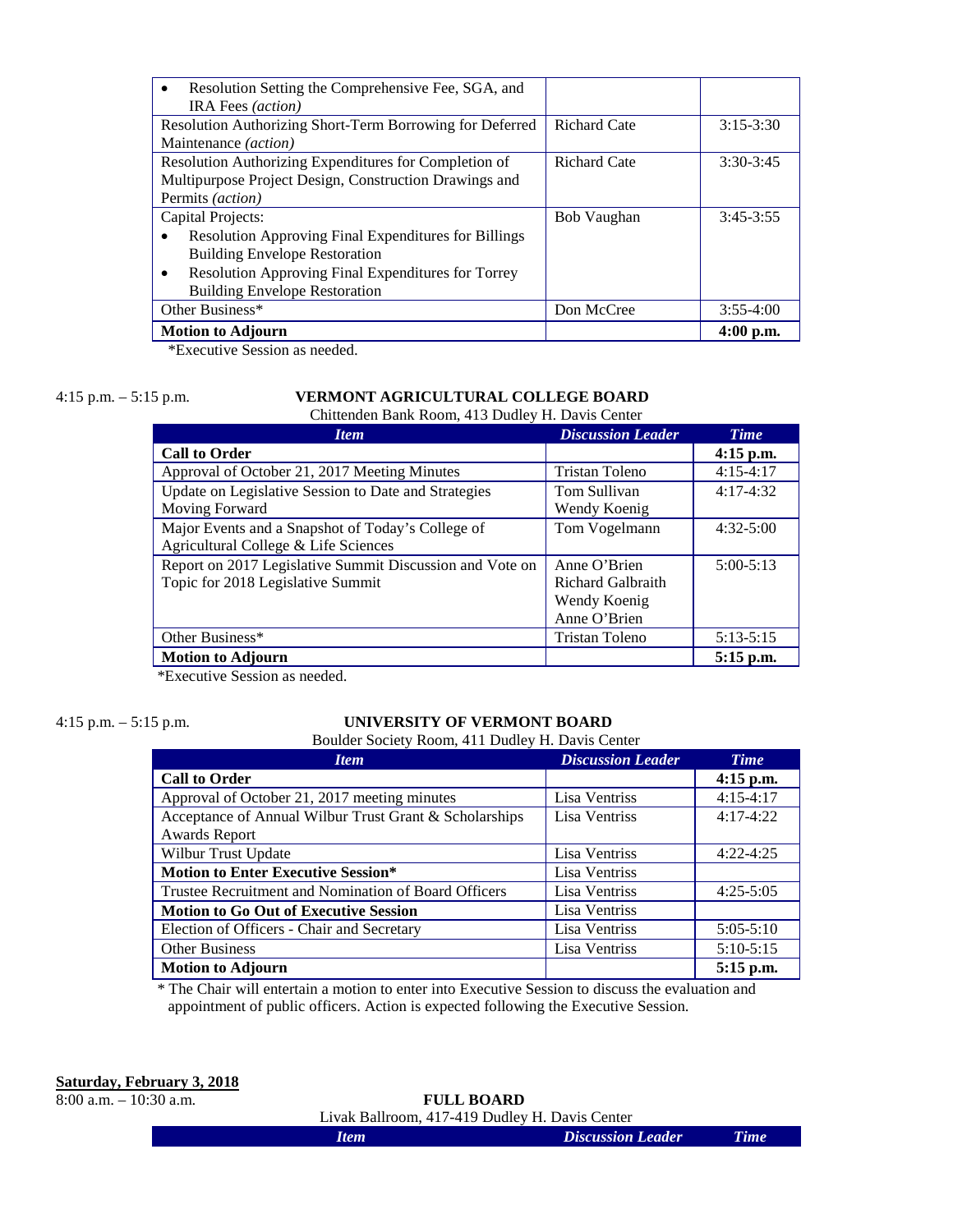| | | |
|---|---|---|
| • Resolution Setting the Comprehensive Fee, SGA, and IRA Fees *(action)* | | |
| Resolution Authorizing Short-Term Borrowing for Deferred Maintenance *(action)* | Richard Cate | 3:15-3:30 |
| Resolution Authorizing Expenditures for Completion of Multipurpose Project Design, Construction Drawings and Permits *(action)* | Richard Cate | 3:30-3:45 |
| Capital Projects:<br>• Resolution Approving Final Expenditures for Billings Building Envelope Restoration<br>• Resolution Approving Final Expenditures for Torrey Building Envelope Restoration | Bob Vaughan | 3:45-3:55 |
| Other Business* | Don McCree | 3:55-4:00 |
| **Motion to Adjourn** | | **4:00 p.m.** |

*Executive Session as needed.

4:15 p.m. – 5:15 p.m.

**VERMONT AGRICULTURAL COLLEGE BOARD**

Chittenden Bank Room, 413 Dudley H. Davis Center

| *Item* | *Discussion Leader* | *Time* |
|---|---|---|
| **Call to Order** | | **4:15 p.m.** |
| Approval of October 21, 2017 Meeting Minutes | Tristan Toleno | 4:15-4:17 |
| Update on Legislative Session to Date and Strategies Moving Forward | Tom Sullivan<br>Wendy Koenig | 4:17-4:32 |
| Major Events and a Snapshot of Today's College of Agricultural College & Life Sciences | Tom Vogelmann | 4:32-5:00 |
| Report on 2017 Legislative Summit Discussion and Vote on Topic for 2018 Legislative Summit | Anne O'Brien<br>Richard Galbraith<br>Wendy Koenig<br>Anne O'Brien | 5:00-5:13 |
| Other Business* | Tristan Toleno | 5:13-5:15 |
| **Motion to Adjourn** | | **5:15 p.m.** |

*Executive Session as needed.

4:15 p.m. – 5:15 p.m.

**UNIVERSITY OF VERMONT BOARD**

Boulder Society Room, 411 Dudley H. Davis Center

| *Item* | *Discussion Leader* | *Time* |
|---|---|---|
| **Call to Order** | | **4:15 p.m.** |
| Approval of October 21, 2017 meeting minutes | Lisa Ventriss | 4:15-4:17 |
| Acceptance of Annual Wilbur Trust Grant & Scholarships Awards Report | Lisa Ventriss | 4:17-4:22 |
| Wilbur Trust Update | Lisa Ventriss | 4:22-4:25 |
| **Motion to Enter Executive Session*** | Lisa Ventriss | |
| Trustee Recruitment and Nomination of Board Officers | Lisa Ventriss | 4:25-5:05 |
| **Motion to Go Out of Executive Session** | Lisa Ventriss | |
| Election of Officers - Chair and Secretary | Lisa Ventriss | 5:05-5:10 |
| Other Business | Lisa Ventriss | 5:10-5:15 |
| **Motion to Adjourn** | | **5:15 p.m.** |

* The Chair will entertain a motion to enter into Executive Session to discuss the evaluation and appointment of public officers. Action is expected following the Executive Session.

**Saturday, February 3, 2018**

8:00 a.m. – 10:30 a.m.

**FULL BOARD**

Livak Ballroom, 417-419 Dudley H. Davis Center

| *Item* | *Discussion Leader* | *Time* |
|---|---|---|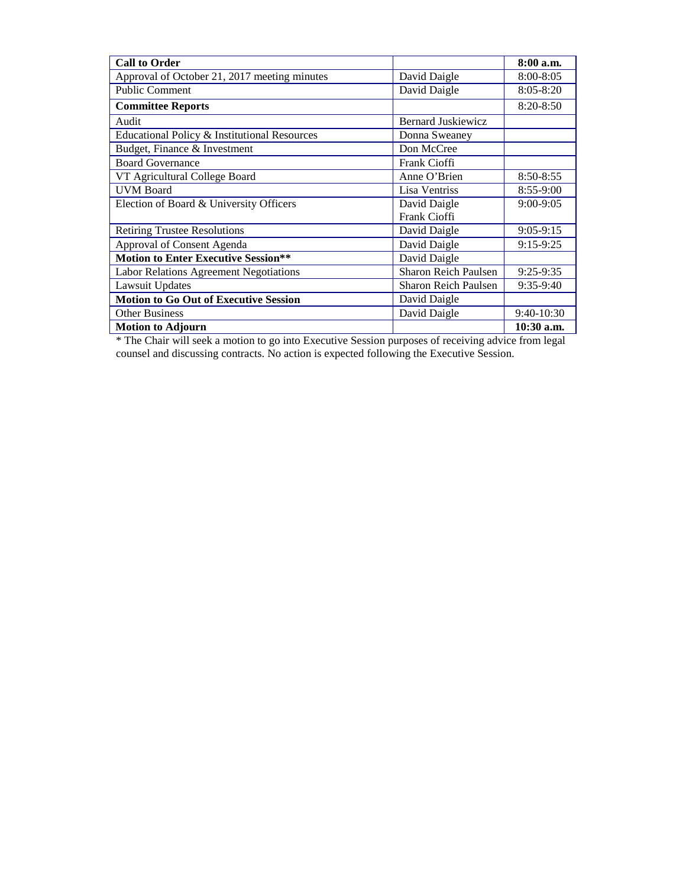| | | |
|---|---|---|
| **Call to Order** | | **8:00 a.m.** |
| Approval of October 21, 2017 meeting minutes | David Daigle | 8:00-8:05 |
| Public Comment | David Daigle | 8:05-8:20 |
| **Committee Reports** | | 8:20-8:50 |
| Audit | Bernard Juskiewicz | |
| Educational Policy & Institutional Resources | Donna Sweaney | |
| Budget, Finance & Investment | Don McCree | |
| Board Governance | Frank Cioffi | |
| VT Agricultural College Board | Anne O'Brien | 8:50-8:55 |
| UVM Board | Lisa Ventriss | 8:55-9:00 |
| Election of Board & University Officers | David Daigle<br>Frank Cioffi | 9:00-9:05 |
| Retiring Trustee Resolutions | David Daigle | 9:05-9:15 |
| Approval of Consent Agenda | David Daigle | 9:15-9:25 |
| **Motion to Enter Executive Session\*\*** | David Daigle | |
| Labor Relations Agreement Negotiations | Sharon Reich Paulsen | 9:25-9:35 |
| Lawsuit Updates | Sharon Reich Paulsen | 9:35-9:40 |
| **Motion to Go Out of Executive Session** | David Daigle | |
| Other Business | David Daigle | 9:40-10:30 |
| **Motion to Adjourn** | | **10:30 a.m.** |

* The Chair will seek a motion to go into Executive Session purposes of receiving advice from legal counsel and discussing contracts. No action is expected following the Executive Session.